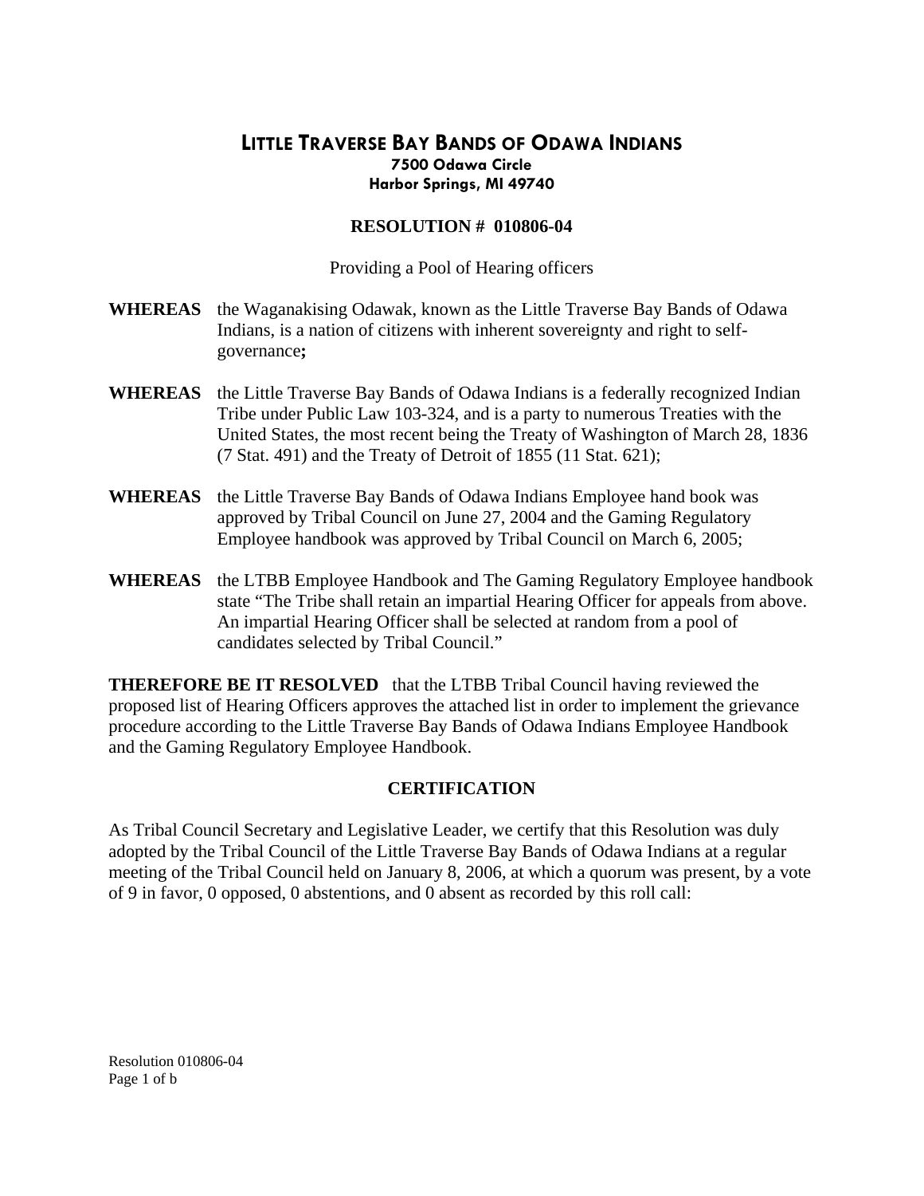# LITTLE TRAVERSE BAY BANDS OF ODAWA INDIANS

**7500 Odawa Circle**
**Harbor Springs, MI 49740**

## RESOLUTION # 010806-04

Providing a Pool of Hearing officers

**WHEREAS** the Waganakising Odawak, known as the Little Traverse Bay Bands of Odawa Indians, is a nation of citizens with inherent sovereignty and right to self-governance**;**

**WHEREAS** the Little Traverse Bay Bands of Odawa Indians is a federally recognized Indian Tribe under Public Law 103-324, and is a party to numerous Treaties with the United States, the most recent being the Treaty of Washington of March 28, 1836 (7 Stat. 491) and the Treaty of Detroit of 1855 (11 Stat. 621);

**WHEREAS** the Little Traverse Bay Bands of Odawa Indians Employee hand book was approved by Tribal Council on June 27, 2004 and the Gaming Regulatory Employee handbook was approved by Tribal Council on March 6, 2005;

**WHEREAS** the LTBB Employee Handbook and The Gaming Regulatory Employee handbook state "The Tribe shall retain an impartial Hearing Officer for appeals from above. An impartial Hearing Officer shall be selected at random from a pool of candidates selected by Tribal Council."

**THEREFORE BE IT RESOLVED** that the LTBB Tribal Council having reviewed the proposed list of Hearing Officers approves the attached list in order to implement the grievance procedure according to the Little Traverse Bay Bands of Odawa Indians Employee Handbook and the Gaming Regulatory Employee Handbook.

## CERTIFICATION

As Tribal Council Secretary and Legislative Leader, we certify that this Resolution was duly adopted by the Tribal Council of the Little Traverse Bay Bands of Odawa Indians at a regular meeting of the Tribal Council held on January 8, 2006, at which a quorum was present, by a vote of 9 in favor, 0 opposed, 0 abstentions, and 0 absent as recorded by this roll call: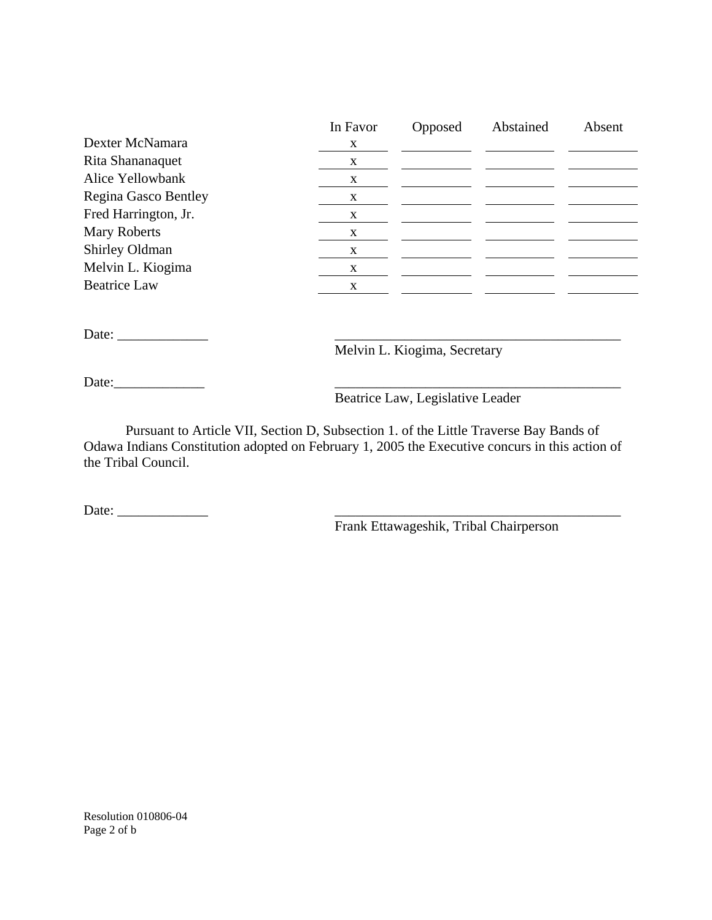| | In Favor | Opposed | Abstained | Absent |
|---|---|---|---|---|
| Dexter McNamara | x | | | |
| Rita Shananaquet | x | | | |
| Alice Yellowbank | x | | | |
| Regina Gasco Bentley | x | | | |
| Fred Harrington, Jr. | x | | | |
| Mary Roberts | x | | | |
| Shirley Oldman | x | | | |
| Melvin L. Kiogima | x | | | |
| Beatrice Law | x | | | |

Date: _____________ __________________________________________
Melvin L. Kiogima, Secretary

Date:_____________ __________________________________________
Beatrice Law, Legislative Leader

Pursuant to Article VII, Section D, Subsection 1. of the Little Traverse Bay Bands of Odawa Indians Constitution adopted on February 1, 2005 the Executive concurs in this action of the Tribal Council.

Date: _____________ __________________________________________
Frank Ettawageshik, Tribal Chairperson

Resolution 010806-04